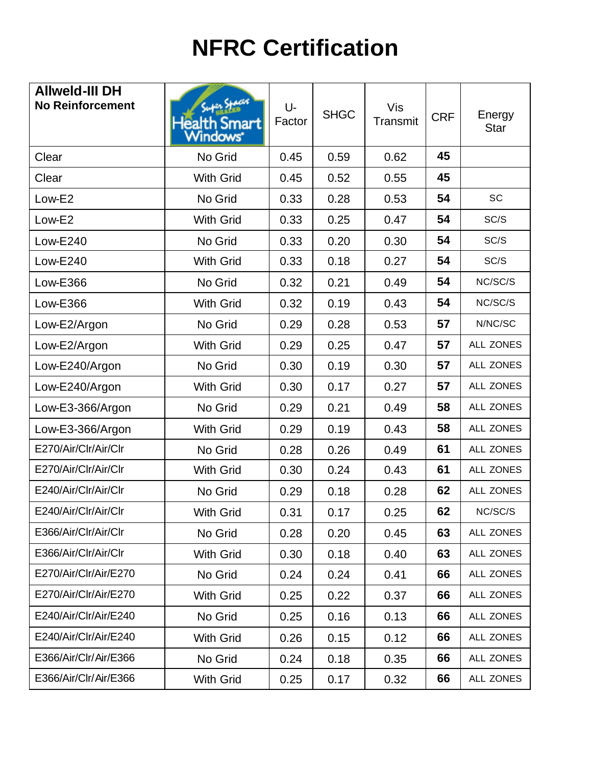# NFRC Certification

| Allweld-III DH<br>No Reinforcement | Super Spacer Sealed Health Smart Windows | U-Factor | SHGC | Vis Transmit | CRF | Energy Star |
|---|---|---|---|---|---|---|
| Clear | No Grid | 0.45 | 0.59 | 0.62 | **45** | |
| Clear | With Grid | 0.45 | 0.52 | 0.55 | **45** | |
| Low-E2 | No Grid | 0.33 | 0.28 | 0.53 | **54** | SC |
| Low-E2 | With Grid | 0.33 | 0.25 | 0.47 | **54** | SC/S |
| Low-E240 | No Grid | 0.33 | 0.20 | 0.30 | **54** | SC/S |
| Low-E240 | With Grid | 0.33 | 0.18 | 0.27 | **54** | SC/S |
| Low-E366 | No Grid | 0.32 | 0.21 | 0.49 | **54** | NC/SC/S |
| Low-E366 | With Grid | 0.32 | 0.19 | 0.43 | **54** | NC/SC/S |
| Low-E2/Argon | No Grid | 0.29 | 0.28 | 0.53 | **57** | N/NC/SC |
| Low-E2/Argon | With Grid | 0.29 | 0.25 | 0.47 | **57** | ALL ZONES |
| Low-E240/Argon | No Grid | 0.30 | 0.19 | 0.30 | **57** | ALL ZONES |
| Low-E240/Argon | With Grid | 0.30 | 0.17 | 0.27 | **57** | ALL ZONES |
| Low-E3-366/Argon | No Grid | 0.29 | 0.21 | 0.49 | **58** | ALL ZONES |
| Low-E3-366/Argon | With Grid | 0.29 | 0.19 | 0.43 | **58** | ALL ZONES |
| E270/Air/Clr/Air/Clr | No Grid | 0.28 | 0.26 | 0.49 | **61** | ALL ZONES |
| E270/Air/Clr/Air/Clr | With Grid | 0.30 | 0.24 | 0.43 | **61** | ALL ZONES |
| E240/Air/Clr/Air/Clr | No Grid | 0.29 | 0.18 | 0.28 | **62** | ALL ZONES |
| E240/Air/Clr/Air/Clr | With Grid | 0.31 | 0.17 | 0.25 | **62** | NC/SC/S |
| E366/Air/Clr/Air/Clr | No Grid | 0.28 | 0.20 | 0.45 | **63** | ALL ZONES |
| E366/Air/Clr/Air/Clr | With Grid | 0.30 | 0.18 | 0.40 | **63** | ALL ZONES |
| E270/Air/Clr/Air/E270 | No Grid | 0.24 | 0.24 | 0.41 | **66** | ALL ZONES |
| E270/Air/Clr/Air/E270 | With Grid | 0.25 | 0.22 | 0.37 | **66** | ALL ZONES |
| E240/Air/Clr/Air/E240 | No Grid | 0.25 | 0.16 | 0.13 | **66** | ALL ZONES |
| E240/Air/Clr/Air/E240 | With Grid | 0.26 | 0.15 | 0.12 | **66** | ALL ZONES |
| E366/Air/Clr/Air/E366 | No Grid | 0.24 | 0.18 | 0.35 | **66** | ALL ZONES |
| E366/Air/Clr/Air/E366 | With Grid | 0.25 | 0.17 | 0.32 | **66** | ALL ZONES |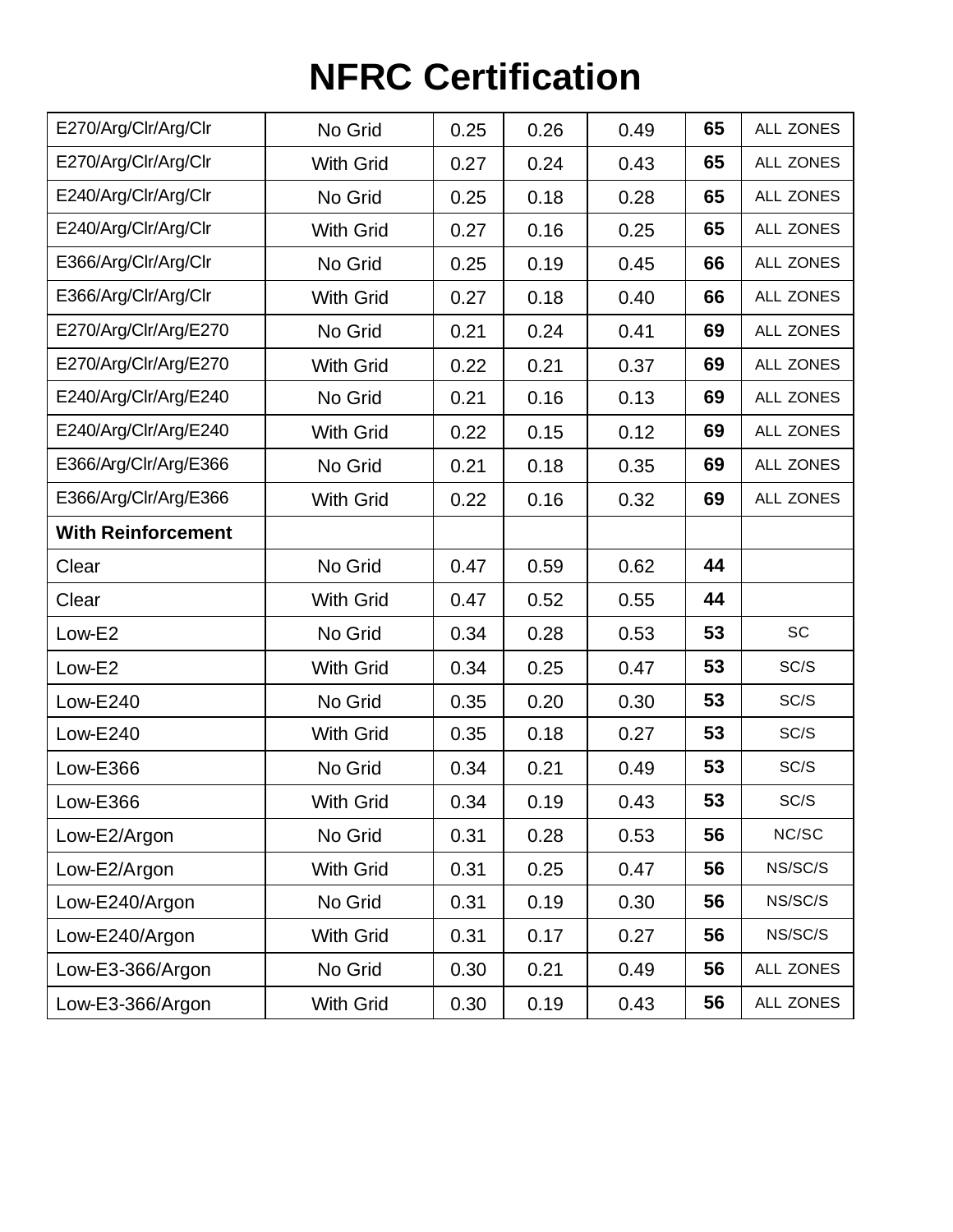# NFRC Certification

| | | | | | | |
|---|---|---|---|---|---|---|
| E270/Arg/Clr/Arg/Clr | No Grid | 0.25 | 0.26 | 0.49 | **65** | ALL ZONES |
| E270/Arg/Clr/Arg/Clr | With Grid | 0.27 | 0.24 | 0.43 | **65** | ALL ZONES |
| E240/Arg/Clr/Arg/Clr | No Grid | 0.25 | 0.18 | 0.28 | **65** | ALL ZONES |
| E240/Arg/Clr/Arg/Clr | With Grid | 0.27 | 0.16 | 0.25 | **65** | ALL ZONES |
| E366/Arg/Clr/Arg/Clr | No Grid | 0.25 | 0.19 | 0.45 | **66** | ALL ZONES |
| E366/Arg/Clr/Arg/Clr | With Grid | 0.27 | 0.18 | 0.40 | **66** | ALL ZONES |
| E270/Arg/Clr/Arg/E270 | No Grid | 0.21 | 0.24 | 0.41 | **69** | ALL ZONES |
| E270/Arg/Clr/Arg/E270 | With Grid | 0.22 | 0.21 | 0.37 | **69** | ALL ZONES |
| E240/Arg/Clr/Arg/E240 | No Grid | 0.21 | 0.16 | 0.13 | **69** | ALL ZONES |
| E240/Arg/Clr/Arg/E240 | With Grid | 0.22 | 0.15 | 0.12 | **69** | ALL ZONES |
| E366/Arg/Clr/Arg/E366 | No Grid | 0.21 | 0.18 | 0.35 | **69** | ALL ZONES |
| E366/Arg/Clr/Arg/E366 | With Grid | 0.22 | 0.16 | 0.32 | **69** | ALL ZONES |
| **With Reinforcement** | | | | | | |
| Clear | No Grid | 0.47 | 0.59 | 0.62 | **44** | |
| Clear | With Grid | 0.47 | 0.52 | 0.55 | **44** | |
| Low-E2 | No Grid | 0.34 | 0.28 | 0.53 | **53** | SC |
| Low-E2 | With Grid | 0.34 | 0.25 | 0.47 | **53** | SC/S |
| Low-E240 | No Grid | 0.35 | 0.20 | 0.30 | **53** | SC/S |
| Low-E240 | With Grid | 0.35 | 0.18 | 0.27 | **53** | SC/S |
| Low-E366 | No Grid | 0.34 | 0.21 | 0.49 | **53** | SC/S |
| Low-E366 | With Grid | 0.34 | 0.19 | 0.43 | **53** | SC/S |
| Low-E2/Argon | No Grid | 0.31 | 0.28 | 0.53 | **56** | NC/SC |
| Low-E2/Argon | With Grid | 0.31 | 0.25 | 0.47 | **56** | NS/SC/S |
| Low-E240/Argon | No Grid | 0.31 | 0.19 | 0.30 | **56** | NS/SC/S |
| Low-E240/Argon | With Grid | 0.31 | 0.17 | 0.27 | **56** | NS/SC/S |
| Low-E3-366/Argon | No Grid | 0.30 | 0.21 | 0.49 | **56** | ALL ZONES |
| Low-E3-366/Argon | With Grid | 0.30 | 0.19 | 0.43 | **56** | ALL ZONES |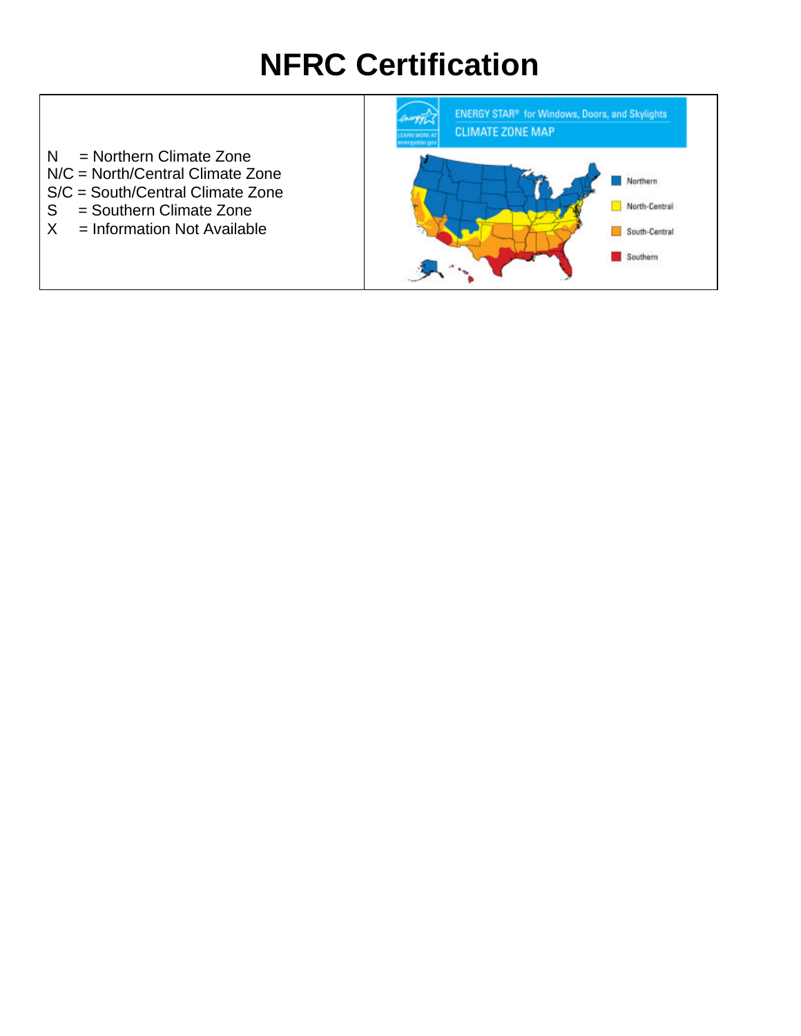# NFRC Certification

N = Northern Climate Zone
N/C = North/Central Climate Zone
S/C = South/Central Climate Zone
S = Southern Climate Zone
X = Information Not Available

ENERGY STAR® for Windows, Doors, and Skylights
CLIMATE ZONE MAP
LEARN MORE AT energystar.gov

Northern
North-Central
South-Central
Southern